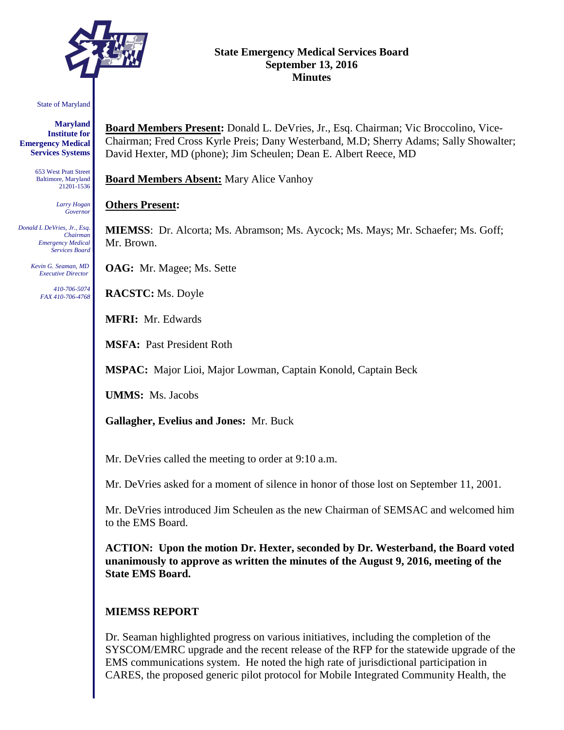State of Maryland

**Maryland Institute for Emergency Medical Services Systems**

653 West Pratt Street
Baltimore, Maryland
21201-1536

*Larry Hogan*
*Governor*

*Donald L DeVries, Jr., Esq.*
*Chairman*
*Emergency Medical Services Board*

*Kevin G. Seaman, MD*
*Executive Director*

*410-706-5074*
*FAX 410-706-4768*

# State Emergency Medical Services Board
## September 13, 2016
## Minutes

**Board Members Present:** Donald L. DeVries, Jr., Esq. Chairman; Vic Broccolino, Vice-Chairman; Fred Cross Kyrle Preis; Dany Westerband, M.D; Sherry Adams; Sally Showalter; David Hexter, MD (phone); Jim Scheulen; Dean E. Albert Reece, MD

**Board Members Absent:** Mary Alice Vanhoy

**Others Present:**

**MIEMSS**: Dr. Alcorta; Ms. Abramson; Ms. Aycock; Ms. Mays; Mr. Schaefer; Ms. Goff; Mr. Brown.

**OAG:** Mr. Magee; Ms. Sette

**RACSTC:** Ms. Doyle

**MFRI:** Mr. Edwards

**MSFA:** Past President Roth

**MSPAC:** Major Lioi, Major Lowman, Captain Konold, Captain Beck

**UMMS:** Ms. Jacobs

**Gallagher, Evelius and Jones:** Mr. Buck

Mr. DeVries called the meeting to order at 9:10 a.m.

Mr. DeVries asked for a moment of silence in honor of those lost on September 11, 2001.

Mr. DeVries introduced Jim Scheulen as the new Chairman of SEMSAC and welcomed him to the EMS Board.

**ACTION: Upon the motion Dr. Hexter, seconded by Dr. Westerband, the Board voted unanimously to approve as written the minutes of the August 9, 2016, meeting of the State EMS Board.**

## MIEMSS REPORT

Dr. Seaman highlighted progress on various initiatives, including the completion of the SYSCOM/EMRC upgrade and the recent release of the RFP for the statewide upgrade of the EMS communications system. He noted the high rate of jurisdictional participation in CARES, the proposed generic pilot protocol for Mobile Integrated Community Health, the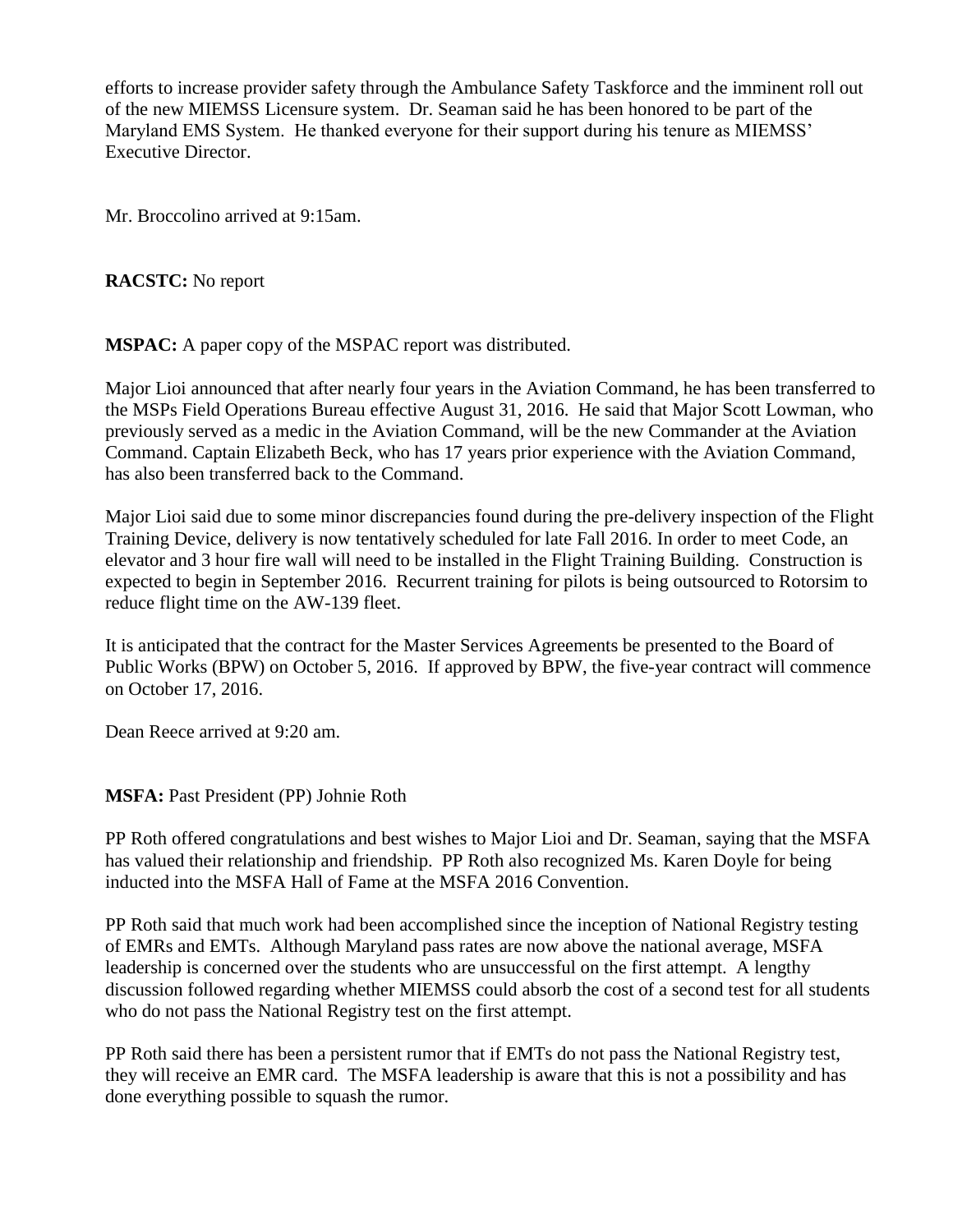efforts to increase provider safety through the Ambulance Safety Taskforce and the imminent roll out of the new MIEMSS Licensure system. Dr. Seaman said he has been honored to be part of the Maryland EMS System. He thanked everyone for their support during his tenure as MIEMSS' Executive Director.

Mr. Broccolino arrived at 9:15am.

**RACSTC:** No report

**MSPAC:** A paper copy of the MSPAC report was distributed.

Major Lioi announced that after nearly four years in the Aviation Command, he has been transferred to the MSPs Field Operations Bureau effective August 31, 2016. He said that Major Scott Lowman, who previously served as a medic in the Aviation Command, will be the new Commander at the Aviation Command. Captain Elizabeth Beck, who has 17 years prior experience with the Aviation Command, has also been transferred back to the Command.

Major Lioi said due to some minor discrepancies found during the pre-delivery inspection of the Flight Training Device, delivery is now tentatively scheduled for late Fall 2016. In order to meet Code, an elevator and 3 hour fire wall will need to be installed in the Flight Training Building. Construction is expected to begin in September 2016. Recurrent training for pilots is being outsourced to Rotorsim to reduce flight time on the AW-139 fleet.

It is anticipated that the contract for the Master Services Agreements be presented to the Board of Public Works (BPW) on October 5, 2016. If approved by BPW, the five-year contract will commence on October 17, 2016.

Dean Reece arrived at 9:20 am.

**MSFA:** Past President (PP) Johnie Roth

PP Roth offered congratulations and best wishes to Major Lioi and Dr. Seaman, saying that the MSFA has valued their relationship and friendship. PP Roth also recognized Ms. Karen Doyle for being inducted into the MSFA Hall of Fame at the MSFA 2016 Convention.

PP Roth said that much work had been accomplished since the inception of National Registry testing of EMRs and EMTs. Although Maryland pass rates are now above the national average, MSFA leadership is concerned over the students who are unsuccessful on the first attempt. A lengthy discussion followed regarding whether MIEMSS could absorb the cost of a second test for all students who do not pass the National Registry test on the first attempt.

PP Roth said there has been a persistent rumor that if EMTs do not pass the National Registry test, they will receive an EMR card. The MSFA leadership is aware that this is not a possibility and has done everything possible to squash the rumor.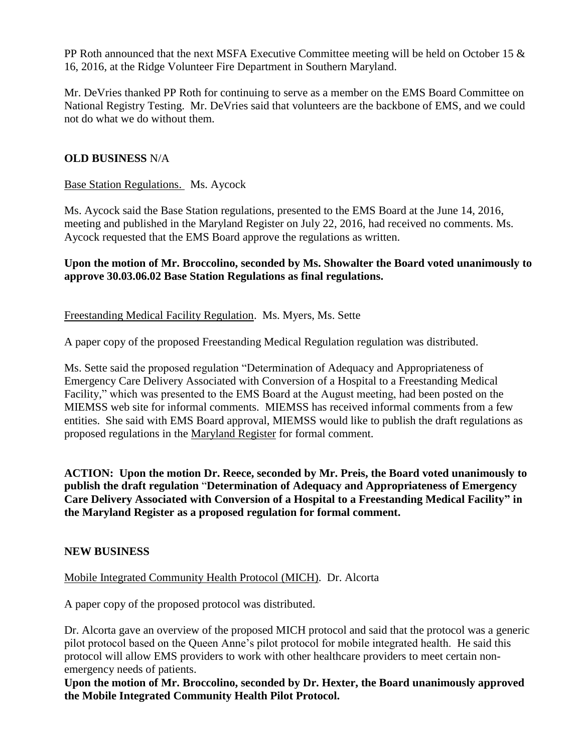PP Roth announced that the next MSFA Executive Committee meeting will be held on October 15 & 16, 2016, at the Ridge Volunteer Fire Department in Southern Maryland.

Mr. DeVries thanked PP Roth for continuing to serve as a member on the EMS Board Committee on National Registry Testing. Mr. DeVries said that volunteers are the backbone of EMS, and we could not do what we do without them.

**OLD BUSINESS** N/A

Base Station Regulations. Ms. Aycock

Ms. Aycock said the Base Station regulations, presented to the EMS Board at the June 14, 2016, meeting and published in the Maryland Register on July 22, 2016, had received no comments. Ms. Aycock requested that the EMS Board approve the regulations as written.

**Upon the motion of Mr. Broccolino, seconded by Ms. Showalter the Board voted unanimously to approve 30.03.06.02 Base Station Regulations as final regulations.**

Freestanding Medical Facility Regulation. Ms. Myers, Ms. Sette

A paper copy of the proposed Freestanding Medical Regulation regulation was distributed.

Ms. Sette said the proposed regulation "Determination of Adequacy and Appropriateness of Emergency Care Delivery Associated with Conversion of a Hospital to a Freestanding Medical Facility," which was presented to the EMS Board at the August meeting, had been posted on the MIEMSS web site for informal comments. MIEMSS has received informal comments from a few entities. She said with EMS Board approval, MIEMSS would like to publish the draft regulations as proposed regulations in the Maryland Register for formal comment.

**ACTION: Upon the motion Dr. Reece, seconded by Mr. Preis, the Board voted unanimously to publish the draft regulation "Determination of Adequacy and Appropriateness of Emergency Care Delivery Associated with Conversion of a Hospital to a Freestanding Medical Facility" in the Maryland Register as a proposed regulation for formal comment.**

**NEW BUSINESS**

Mobile Integrated Community Health Protocol (MICH). Dr. Alcorta

A paper copy of the proposed protocol was distributed.

Dr. Alcorta gave an overview of the proposed MICH protocol and said that the protocol was a generic pilot protocol based on the Queen Anne's pilot protocol for mobile integrated health. He said this protocol will allow EMS providers to work with other healthcare providers to meet certain non-emergency needs of patients.

**Upon the motion of Mr. Broccolino, seconded by Dr. Hexter, the Board unanimously approved the Mobile Integrated Community Health Pilot Protocol.**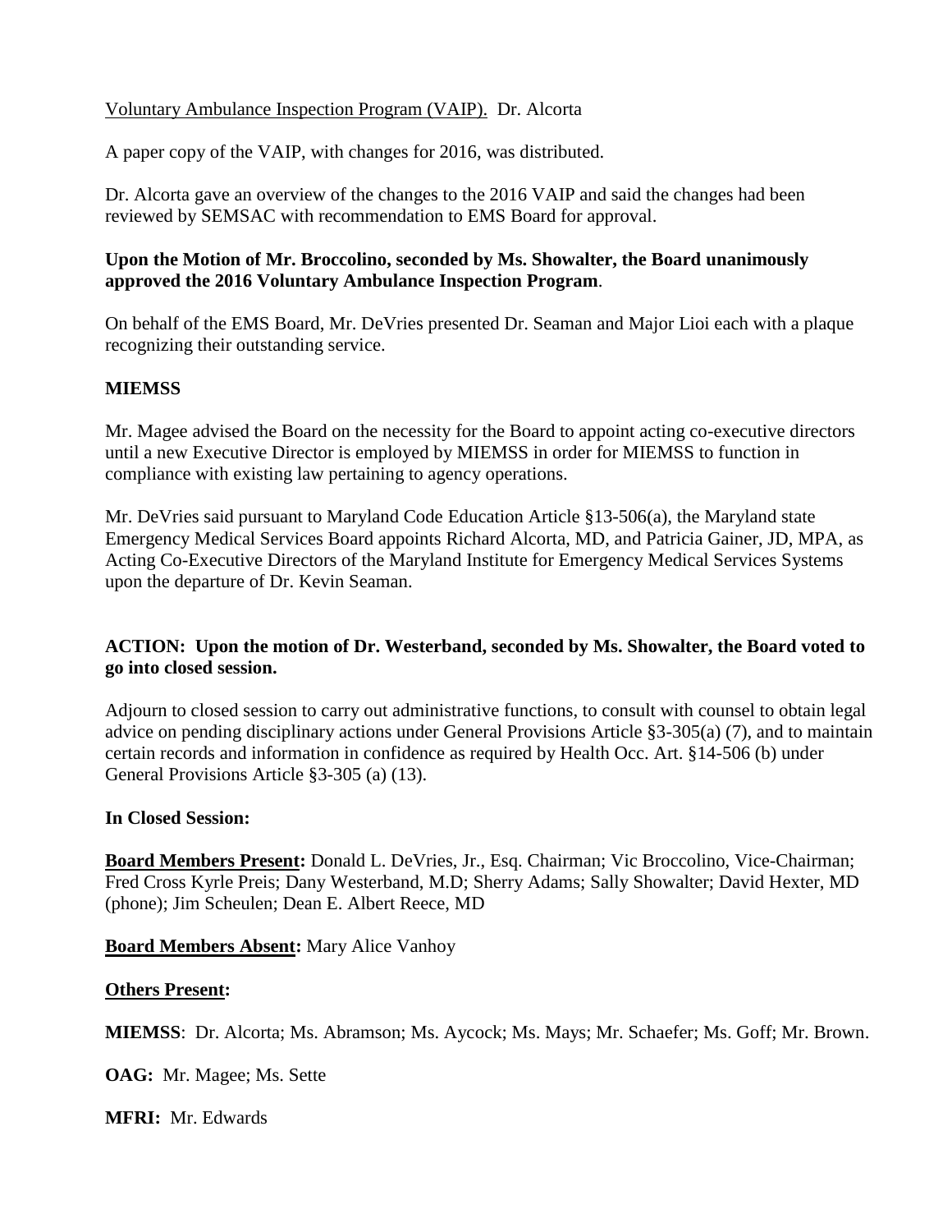Voluntary Ambulance Inspection Program (VAIP). Dr. Alcorta

A paper copy of the VAIP, with changes for 2016, was distributed.

Dr. Alcorta gave an overview of the changes to the 2016 VAIP and said the changes had been reviewed by SEMSAC with recommendation to EMS Board for approval.

**Upon the Motion of Mr. Broccolino, seconded by Ms. Showalter, the Board unanimously approved the 2016 Voluntary Ambulance Inspection Program**.

On behalf of the EMS Board, Mr. DeVries presented Dr. Seaman and Major Lioi each with a plaque recognizing their outstanding service.

**MIEMSS**

Mr. Magee advised the Board on the necessity for the Board to appoint acting co-executive directors until a new Executive Director is employed by MIEMSS in order for MIEMSS to function in compliance with existing law pertaining to agency operations.

Mr. DeVries said pursuant to Maryland Code Education Article §13-506(a), the Maryland state Emergency Medical Services Board appoints Richard Alcorta, MD, and Patricia Gainer, JD, MPA, as Acting Co-Executive Directors of the Maryland Institute for Emergency Medical Services Systems upon the departure of Dr. Kevin Seaman.

**ACTION: Upon the motion of Dr. Westerband, seconded by Ms. Showalter, the Board voted to go into closed session.**

Adjourn to closed session to carry out administrative functions, to consult with counsel to obtain legal advice on pending disciplinary actions under General Provisions Article §3-305(a) (7), and to maintain certain records and information in confidence as required by Health Occ. Art. §14-506 (b) under General Provisions Article §3-305 (a) (13).

**In Closed Session:**

**Board Members Present:** Donald L. DeVries, Jr., Esq. Chairman; Vic Broccolino, Vice-Chairman; Fred Cross Kyrle Preis; Dany Westerband, M.D; Sherry Adams; Sally Showalter; David Hexter, MD (phone); Jim Scheulen; Dean E. Albert Reece, MD

**Board Members Absent:** Mary Alice Vanhoy

**Others Present:**

**MIEMSS**: Dr. Alcorta; Ms. Abramson; Ms. Aycock; Ms. Mays; Mr. Schaefer; Ms. Goff; Mr. Brown.

**OAG:** Mr. Magee; Ms. Sette

**MFRI:** Mr. Edwards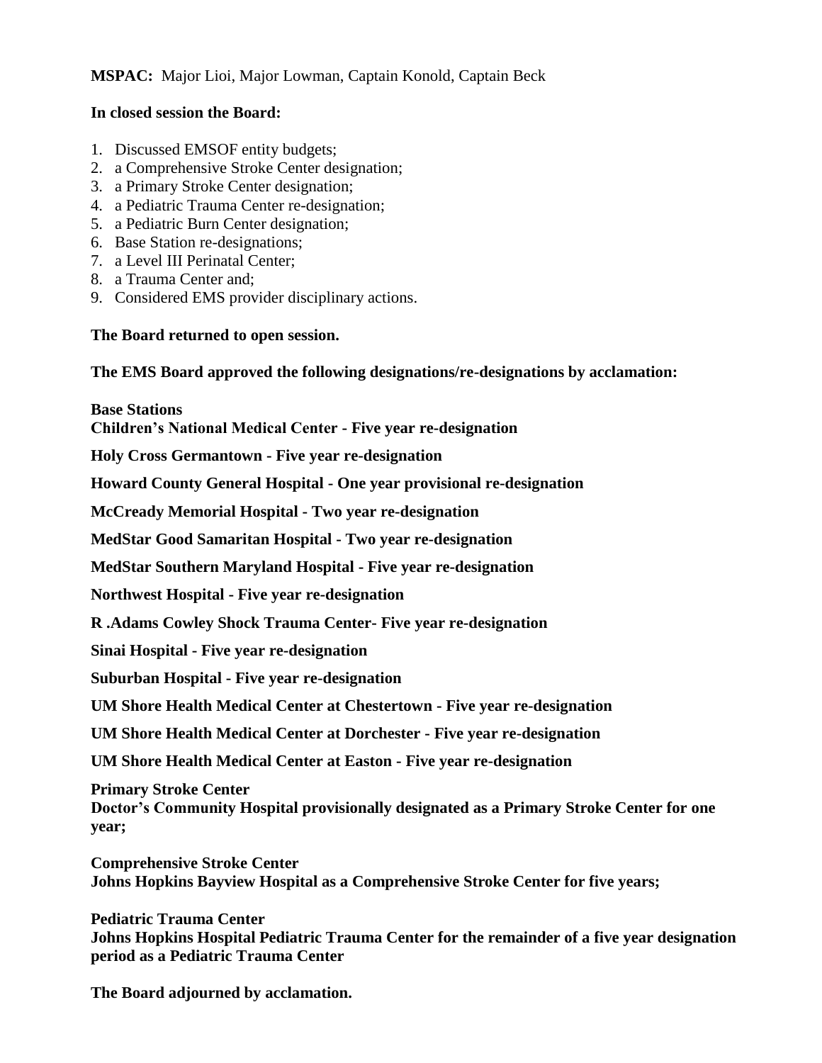**MSPAC:** Major Lioi, Major Lowman, Captain Konold, Captain Beck

**In closed session the Board:**

1. Discussed EMSOF entity budgets;
2. a Comprehensive Stroke Center designation;
3. a Primary Stroke Center designation;
4. a Pediatric Trauma Center re-designation;
5. a Pediatric Burn Center designation;
6. Base Station re-designations;
7. a Level III Perinatal Center;
8. a Trauma Center and;
9. Considered EMS provider disciplinary actions.

**The Board returned to open session.**

**The EMS Board approved the following designations/re-designations by acclamation:**

**Base Stations**
**Children's National Medical Center - Five year re-designation**

**Holy Cross Germantown - Five year re-designation**

**Howard County General Hospital - One year provisional re-designation**

**McCready Memorial Hospital - Two year re-designation**

**MedStar Good Samaritan Hospital - Two year re-designation**

**MedStar Southern Maryland Hospital - Five year re-designation**

**Northwest Hospital - Five year re-designation**

**R .Adams Cowley Shock Trauma Center- Five year re-designation**

**Sinai Hospital - Five year re-designation**

**Suburban Hospital - Five year re-designation**

**UM Shore Health Medical Center at Chestertown - Five year re-designation**

**UM Shore Health Medical Center at Dorchester - Five year re-designation**

**UM Shore Health Medical Center at Easton - Five year re-designation**

**Primary Stroke Center**
**Doctor's Community Hospital provisionally designated as a Primary Stroke Center for one year;**

**Comprehensive Stroke Center**
**Johns Hopkins Bayview Hospital as a Comprehensive Stroke Center for five years;**

**Pediatric Trauma Center**
**Johns Hopkins Hospital Pediatric Trauma Center for the remainder of a five year designation period as a Pediatric Trauma Center**

**The Board adjourned by acclamation.**